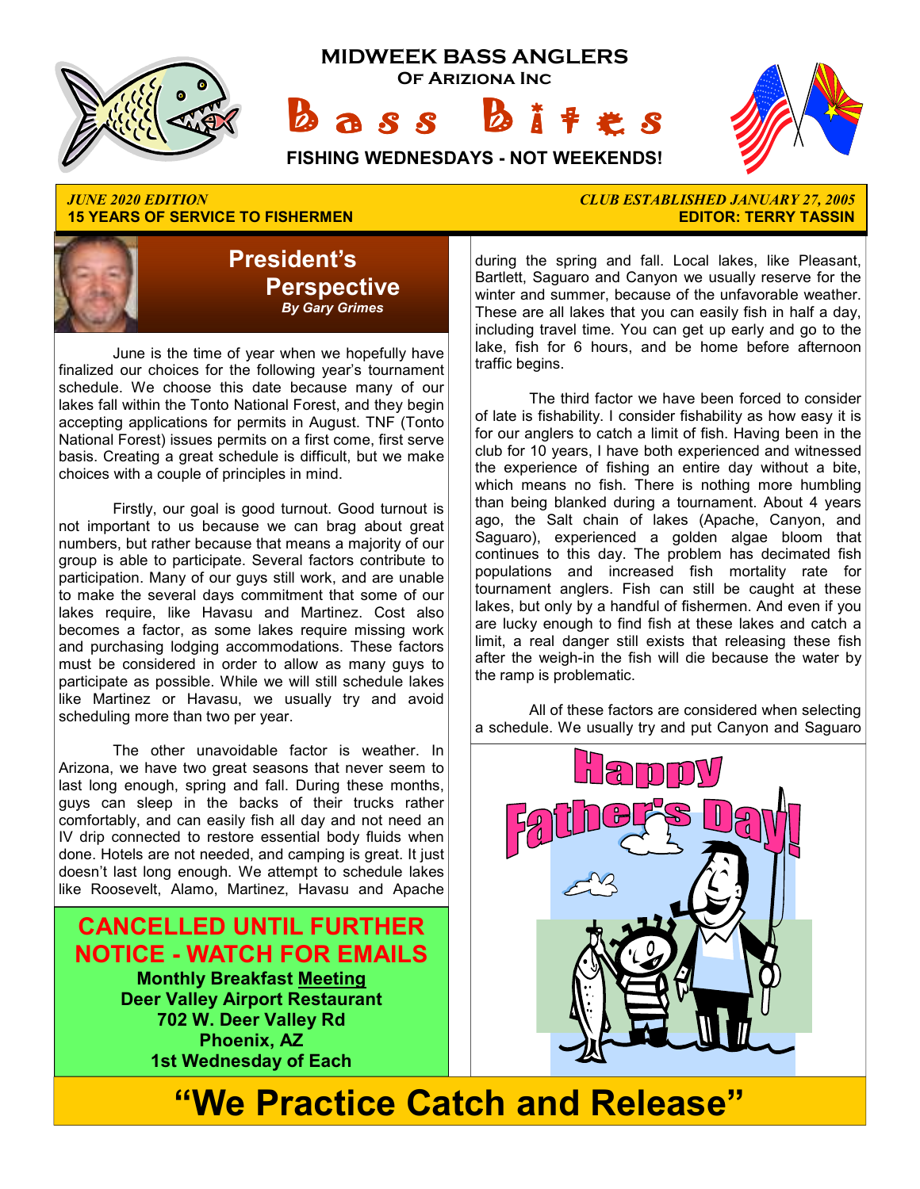# MIDWEEK BASS ANGLERS

**Of Arizona Inc**

# Bass Bites

**FISHING WEDNESDAYS - NOT WEEKENDS!**

*JUNE 2020 EDITION*
**15 YEARS OF SERVICE TO FISHERMEN**

*CLUB ESTABLISHED JANUARY 27, 2005*
**EDITOR: TERRY TASSIN**

## President's Perspective

*By Gary Grimes*

June is the time of year when we hopefully have finalized our choices for the following year's tournament schedule. We choose this date because many of our lakes fall within the Tonto National Forest, and they begin accepting applications for permits in August. TNF (Tonto National Forest) issues permits on a first come, first serve basis. Creating a great schedule is difficult, but we make choices with a couple of principles in mind.

Firstly, our goal is good turnout. Good turnout is not important to us because we can brag about great numbers, but rather because that means a majority of our group is able to participate. Several factors contribute to participation. Many of our guys still work, and are unable to make the several days commitment that some of our lakes require, like Havasu and Martinez. Cost also becomes a factor, as some lakes require missing work and purchasing lodging accommodations. These factors must be considered in order to allow as many guys to participate as possible. While we will still schedule lakes like Martinez or Havasu, we usually try and avoid scheduling more than two per year.

The other unavoidable factor is weather. In Arizona, we have two great seasons that never seem to last long enough, spring and fall. During these months, guys can sleep in the backs of their trucks rather comfortably, and can easily fish all day and not need an IV drip connected to restore essential body fluids when done. Hotels are not needed, and camping is great. It just doesn't last long enough. We attempt to schedule lakes like Roosevelt, Alamo, Martinez, Havasu and Apache during the spring and fall. Local lakes, like Pleasant, Bartlett, Saguaro and Canyon we usually reserve for the winter and summer, because of the unfavorable weather. These are all lakes that you can easily fish in half a day, including travel time. You can get up early and go to the lake, fish for 6 hours, and be home before afternoon traffic begins.

The third factor we have been forced to consider of late is fishability. I consider fishability as how easy it is for our anglers to catch a limit of fish. Having been in the club for 10 years, I have both experienced and witnessed the experience of fishing an entire day without a bite, which means no fish. There is nothing more humbling than being blanked during a tournament. About 4 years ago, the Salt chain of lakes (Apache, Canyon, and Saguaro), experienced a golden algae bloom that continues to this day. The problem has decimated fish populations and increased fish mortality rate for tournament anglers. Fish can still be caught at these lakes, but only by a handful of fishermen. And even if you are lucky enough to find fish at these lakes and catch a limit, a real danger still exists that releasing these fish after the weigh-in the fish will die because the water by the ramp is problematic.

All of these factors are considered when selecting a schedule. We usually try and put Canyon and Saguaro

**CANCELLED UNTIL FURTHER NOTICE - WATCH FOR EMAILS**

**Monthly Breakfast Meeting**
**Deer Valley Airport Restaurant**
**702 W. Deer Valley Rd**
**Phoenix, AZ**
**1st Wednesday of Each**

**Happy Father's Day!**

# "We Practice Catch and Release"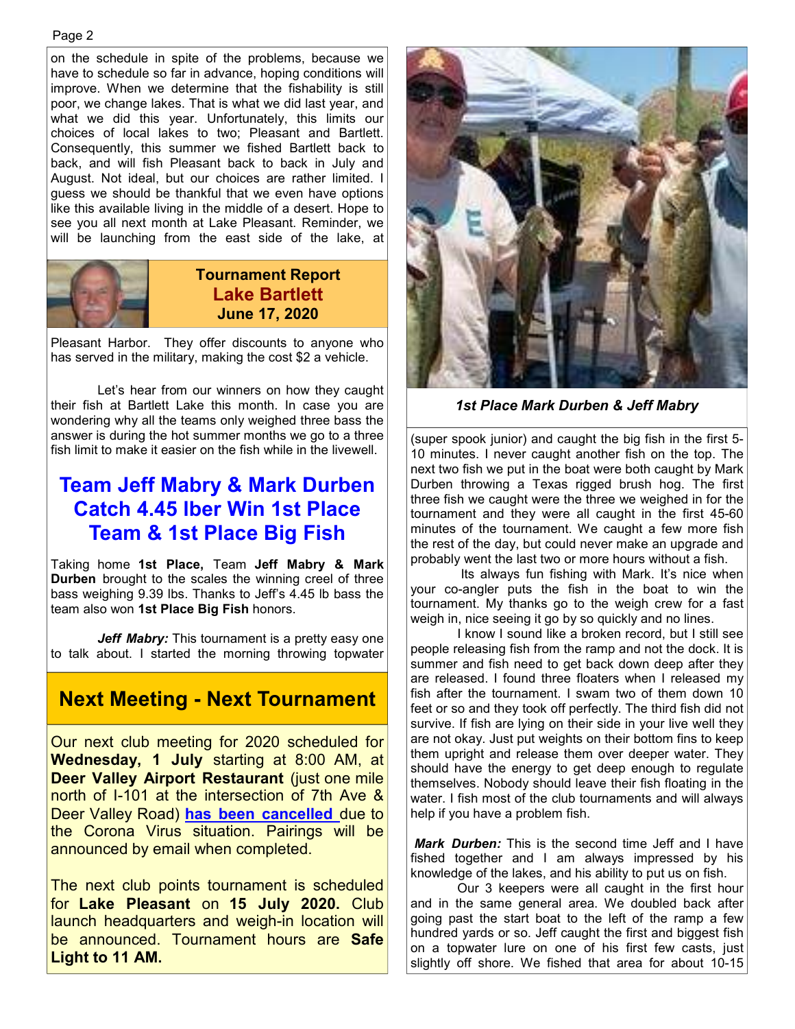on the schedule in spite of the problems, because we have to schedule so far in advance, hoping conditions will improve. When we determine that the fishability is still poor, we change lakes. That is what we did last year, and what we did this year. Unfortunately, this limits our choices of local lakes to two; Pleasant and Bartlett. Consequently, this summer we fished Bartlett back to back, and will fish Pleasant back to back in July and August. Not ideal, but our choices are rather limited. I guess we should be thankful that we even have options like this available living in the middle of a desert. Hope to see you all next month at Lake Pleasant. Reminder, we will be launching from the east side of the lake, at Pleasant Harbor. They offer discounts to anyone who has served in the military, making the cost $2 a vehicle.

## Tournament Report
## Lake Bartlett
## June 17, 2020

Let's hear from our winners on how they caught their fish at Bartlett Lake this month. In case you are wondering why all the teams only weighed three bass the answer is during the hot summer months we go to a three fish limit to make it easier on the fish while in the livewell.

## Team Jeff Mabry & Mark Durben Catch 4.45 lber Win 1st Place Team & 1st Place Big Fish

Taking home **1st Place,** Team **Jeff Mabry & Mark Durben** brought to the scales the winning creel of three bass weighing 9.39 lbs. Thanks to Jeff's 4.45 lb bass the team also won **1st Place Big Fish** honors.

***Jeff Mabry:*** This tournament is a pretty easy one to talk about. I started the morning throwing topwater (super spook junior) and caught the big fish in the first 5-10 minutes. I never caught another fish on the top. The next two fish we put in the boat were both caught by Mark Durben throwing a Texas rigged brush hog. The first three fish we caught were the three we weighed in for the tournament and they were all caught in the first 45-60 minutes of the tournament. We caught a few more fish the rest of the day, but could never make an upgrade and probably went the last two or more hours without a fish.

Its always fun fishing with Mark. It's nice when your co-angler puts the fish in the boat to win the tournament. My thanks go to the weigh crew for a fast weigh in, nice seeing it go by so quickly and no lines.

I know I sound like a broken record, but I still see people releasing fish from the ramp and not the dock. It is summer and fish need to get back down deep after they are released. I found three floaters when I released my fish after the tournament. I swam two of them down 10 feet or so and they took off perfectly. The third fish did not survive. If fish are lying on their side in your live well they are not okay. Just put weights on their bottom fins to keep them upright and release them over deeper water. They should have the energy to get deep enough to regulate themselves. Nobody should leave their fish floating in the water. I fish most of the club tournaments and will always help if you have a problem fish.

***Mark Durben:*** This is the second time Jeff and I have fished together and I am always impressed by his knowledge of the lakes, and his ability to put us on fish.

Our 3 keepers were all caught in the first hour and in the same general area. We doubled back after going past the start boat to the left of the ramp a few hundred yards or so. Jeff caught the first and biggest fish on a topwater lure on one of his first few casts, just slightly off shore. We fished that area for about 10-15

*1st Place Mark Durben & Jeff Mabry*

## Next Meeting - Next Tournament

Our next club meeting for 2020 scheduled for **Wednesday, 1 July** starting at 8:00 AM, at **Deer Valley Airport Restaurant** (just one mile north of I-101 at the intersection of 7th Ave & Deer Valley Road) **has been cancelled** due to the Corona Virus situation. Pairings will be announced by email when completed.

The next club points tournament is scheduled for **Lake Pleasant** on **15 July 2020.** Club launch headquarters and weigh-in location will be announced. Tournament hours are **Safe Light to 11 AM.**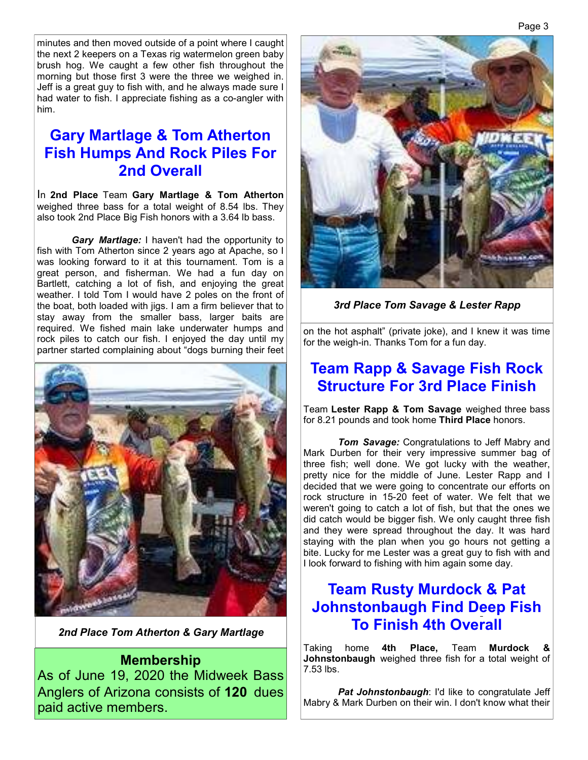minutes and then moved outside of a point where I caught the next 2 keepers on a Texas rig watermelon green baby brush hog. We caught a few other fish throughout the morning but those first 3 were the three we weighed in. Jeff is a great guy to fish with, and he always made sure I had water to fish. I appreciate fishing as a co-angler with him.

## Gary Martlage & Tom Atherton Fish Humps And Rock Piles For 2nd Overall

In **2nd Place** Team **Gary Martlage & Tom Atherton** weighed three bass for a total weight of 8.54 lbs. They also took 2nd Place Big Fish honors with a 3.64 lb bass.

***Gary Martlage:*** I haven't had the opportunity to fish with Tom Atherton since 2 years ago at Apache, so I was looking forward to it at this tournament. Tom is a great person, and fisherman. We had a fun day on Bartlett, catching a lot of fish, and enjoying the great weather. I told Tom I would have 2 poles on the front of the boat, both loaded with jigs. I am a firm believer that to stay away from the smaller bass, larger baits are required. We fished main lake underwater humps and rock piles to catch our fish. I enjoyed the day until my partner started complaining about "dogs burning their feet on the hot asphalt" (private joke), and I knew it was time for the weigh-in. Thanks Tom for a fun day.

*2nd Place Tom Atherton & Gary Martlage*

*3rd Place Tom Savage & Lester Rapp*

## Membership

As of June 19, 2020 the Midweek Bass Anglers of Arizona consists of **120** dues paid active members.

## Team Rapp & Savage Fish Rock Structure For 3rd Place Finish

Team **Lester Rapp & Tom Savage** weighed three bass for 8.21 pounds and took home **Third Place** honors.

***Tom Savage:*** Congratulations to Jeff Mabry and Mark Durben for their very impressive summer bag of three fish; well done. We got lucky with the weather, pretty nice for the middle of June. Lester Rapp and I decided that we were going to concentrate our efforts on rock structure in 15-20 feet of water. We felt that we weren't going to catch a lot of fish, but that the ones we did catch would be bigger fish. We only caught three fish and they were spread throughout the day. It was hard staying with the plan when you go hours not getting a bite. Lucky for me Lester was a great guy to fish with and I look forward to fishing with him again some day.

## Team Rusty Murdock & Pat Johnstonbaugh Find Deep Fish To Finish 4th Overall

Taking home **4th Place,** Team **Murdock & Johnstonbaugh** weighed three fish for a total weight of 7.53 lbs.

***Pat Johnstonbaugh***: I'd like to congratulate Jeff Mabry & Mark Durben on their win. I don't know what their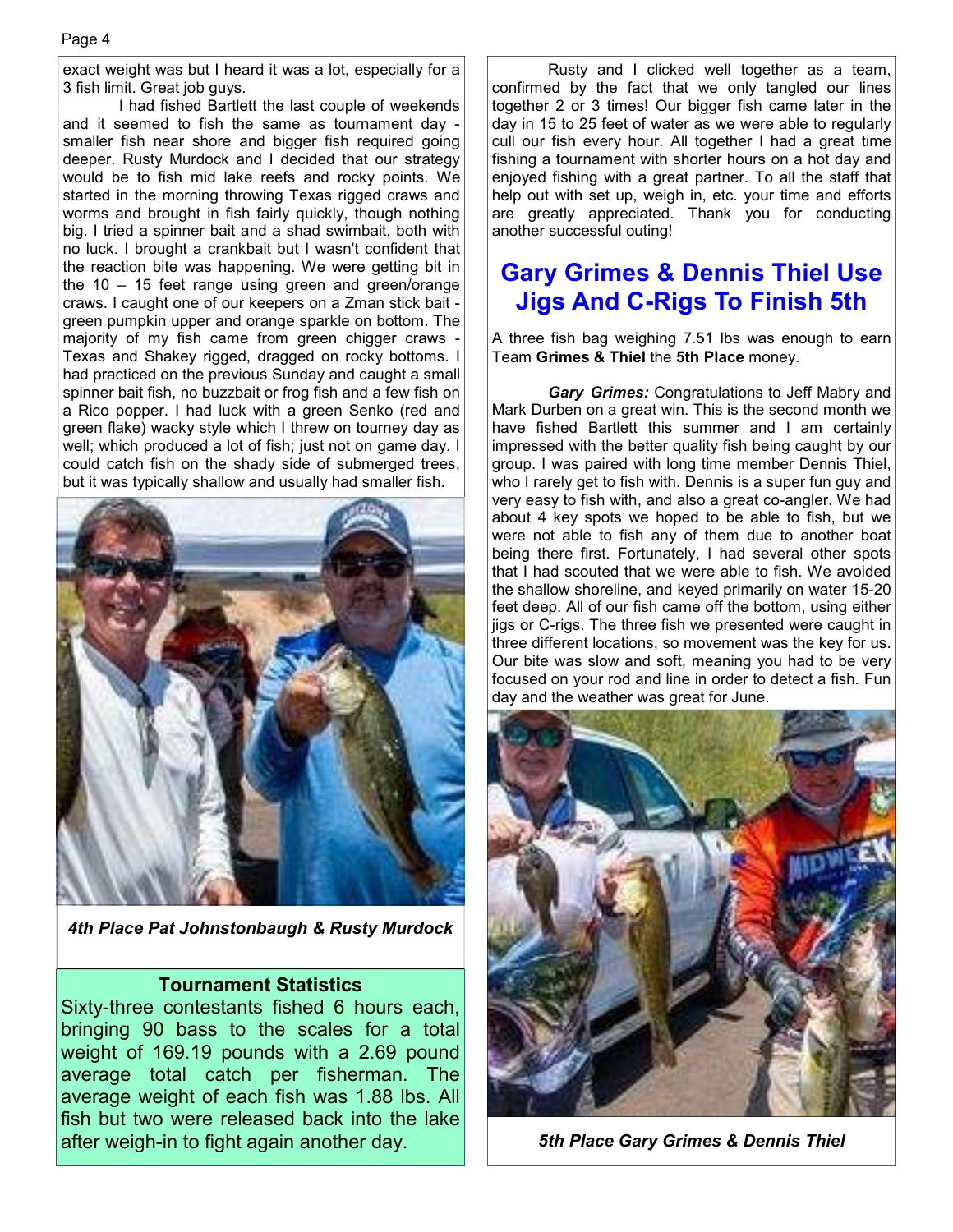exact weight was but I heard it was a lot, especially for a 3 fish limit. Great job guys.

I had fished Bartlett the last couple of weekends and it seemed to fish the same as tournament day - smaller fish near shore and bigger fish required going deeper. Rusty Murdock and I decided that our strategy would be to fish mid lake reefs and rocky points. We started in the morning throwing Texas rigged craws and worms and brought in fish fairly quickly, though nothing big. I tried a spinner bait and a shad swimbait, both with no luck. I brought a crankbait but I wasn't confident that the reaction bite was happening. We were getting bit in the 10 – 15 feet range using green and green/orange craws. I caught one of our keepers on a Zman stick bait - green pumpkin upper and orange sparkle on bottom. The majority of my fish came from green chigger craws - Texas and Shakey rigged, dragged on rocky bottoms. I had practiced on the previous Sunday and caught a small spinner bait fish, no buzzbait or frog fish and a few fish on a Rico popper. I had luck with a green Senko (red and green flake) wacky style which I threw on tourney day as well; which produced a lot of fish; just not on game day. I could catch fish on the shady side of submerged trees, but it was typically shallow and usually had smaller fish.

*4th Place Pat Johnstonbaugh & Rusty Murdock*

**Tournament Statistics**

Sixty-three contestants fished 6 hours each, bringing 90 bass to the scales for a total weight of 169.19 pounds with a 2.69 pound average total catch per fisherman. The average weight of each fish was 1.88 lbs. All fish but two were released back into the lake after weigh-in to fight again another day.

Rusty and I clicked well together as a team, confirmed by the fact that we only tangled our lines together 2 or 3 times! Our bigger fish came later in the day in 15 to 25 feet of water as we were able to regularly cull our fish every hour. All together I had a great time fishing a tournament with shorter hours on a hot day and enjoyed fishing with a great partner. To all the staff that help out with set up, weigh in, etc. your time and efforts are greatly appreciated. Thank you for conducting another successful outing!

## Gary Grimes & Dennis Thiel Use Jigs And C-Rigs To Finish 5th

A three fish bag weighing 7.51 lbs was enough to earn Team **Grimes & Thiel** the **5th Place** money.

***Gary Grimes:*** Congratulations to Jeff Mabry and Mark Durben on a great win. This is the second month we have fished Bartlett this summer and I am certainly impressed with the better quality fish being caught by our group. I was paired with long time member Dennis Thiel, who I rarely get to fish with. Dennis is a super fun guy and very easy to fish with, and also a great co-angler. We had about 4 key spots we hoped to be able to fish, but we were not able to fish any of them due to another boat being there first. Fortunately, I had several other spots that I had scouted that we were able to fish. We avoided the shallow shoreline, and keyed primarily on water 15-20 feet deep. All of our fish came off the bottom, using either jigs or C-rigs. The three fish we presented were caught in three different locations, so movement was the key for us. Our bite was slow and soft, meaning you had to be very focused on your rod and line in order to detect a fish. Fun day and the weather was great for June.

*5th Place Gary Grimes & Dennis Thiel*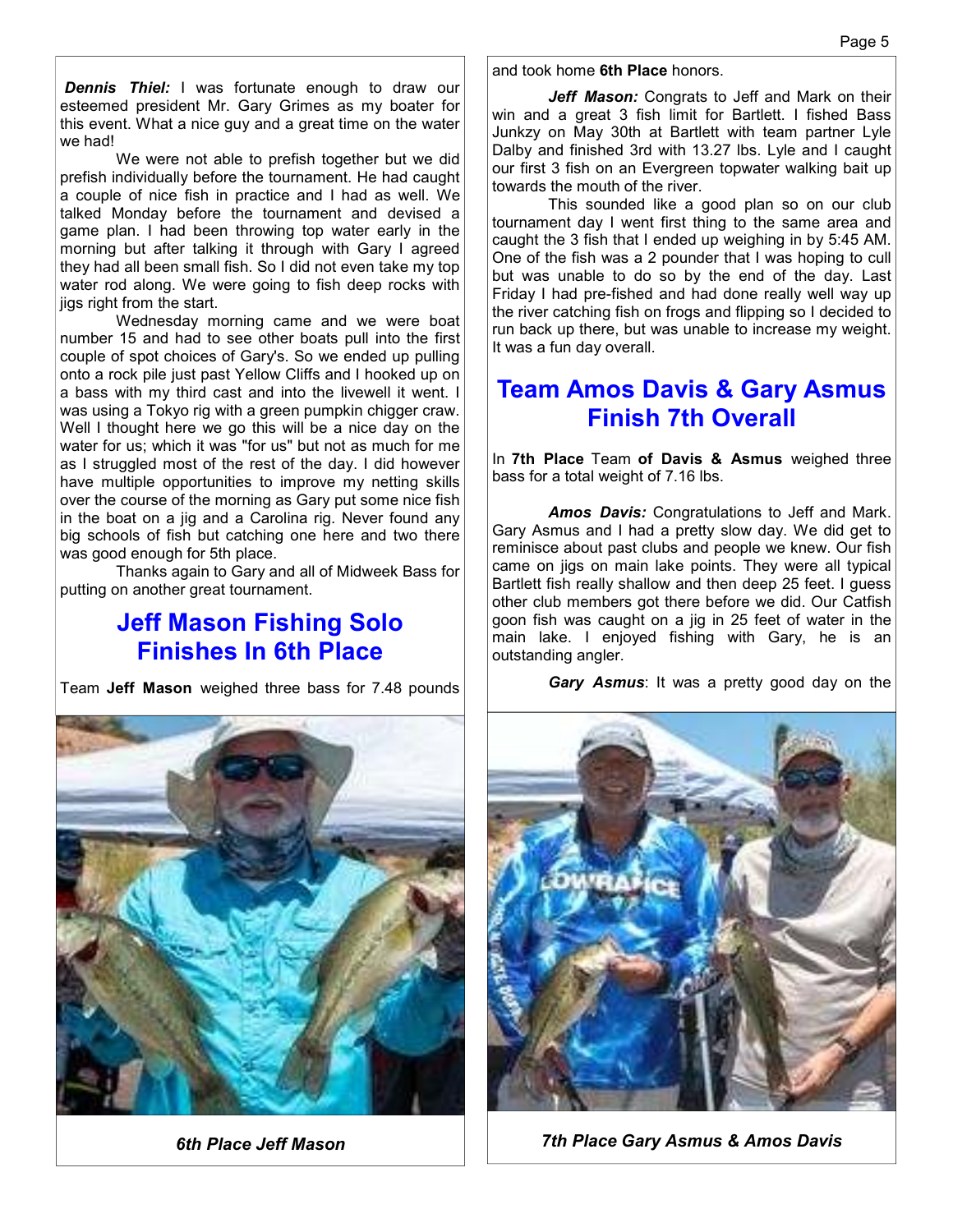***Dennis Thiel:*** I was fortunate enough to draw our esteemed president Mr. Gary Grimes as my boater for this event. What a nice guy and a great time on the water we had!

We were not able to prefish together but we did prefish individually before the tournament. He had caught a couple of nice fish in practice and I had as well. We talked Monday before the tournament and devised a game plan. I had been throwing top water early in the morning but after talking it through with Gary I agreed they had all been small fish. So I did not even take my top water rod along. We were going to fish deep rocks with jigs right from the start.

Wednesday morning came and we were boat number 15 and had to see other boats pull into the first couple of spot choices of Gary's. So we ended up pulling onto a rock pile just past Yellow Cliffs and I hooked up on a bass with my third cast and into the livewell it went. I was using a Tokyo rig with a green pumpkin chigger craw. Well I thought here we go this will be a nice day on the water for us; which it was "for us" but not as much for me as I struggled most of the rest of the day. I did however have multiple opportunities to improve my netting skills over the course of the morning as Gary put some nice fish in the boat on a jig and a Carolina rig. Never found any big schools of fish but catching one here and two there was good enough for 5th place.

Thanks again to Gary and all of Midweek Bass for putting on another great tournament.

## Jeff Mason Fishing Solo Finishes In 6th Place

Team **Jeff Mason** weighed three bass for 7.48 pounds and took home **6th Place** honors.

***Jeff Mason:*** Congrats to Jeff and Mark on their win and a great 3 fish limit for Bartlett. I fished Bass Junkzy on May 30th at Bartlett with team partner Lyle Dalby and finished 3rd with 13.27 lbs. Lyle and I caught our first 3 fish on an Evergreen topwater walking bait up towards the mouth of the river.

This sounded like a good plan so on our club tournament day I went first thing to the same area and caught the 3 fish that I ended up weighing in by 5:45 AM. One of the fish was a 2 pounder that I was hoping to cull but was unable to do so by the end of the day. Last Friday I had pre-fished and had done really well way up the river catching fish on frogs and flipping so I decided to run back up there, but was unable to increase my weight. It was a fun day overall.

*6th Place Jeff Mason*

## Team Amos Davis & Gary Asmus Finish 7th Overall

In **7th Place** Team **of Davis & Asmus** weighed three bass for a total weight of 7.16 lbs.

***Amos Davis:*** Congratulations to Jeff and Mark. Gary Asmus and I had a pretty slow day. We did get to reminisce about past clubs and people we knew. Our fish came on jigs on main lake points. They were all typical Bartlett fish really shallow and then deep 25 feet. I guess other club members got there before we did. Our Catfish goon fish was caught on a jig in 25 feet of water in the main lake. I enjoyed fishing with Gary, he is an outstanding angler.

***Gary Asmus***: It was a pretty good day on the

*7th Place Gary Asmus & Amos Davis*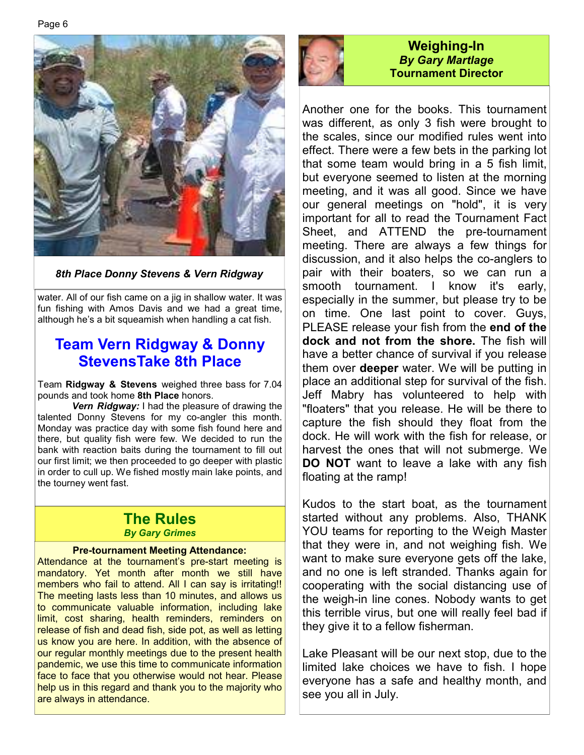*8th Place Donny Stevens & Vern Ridgway*

water. All of our fish came on a jig in shallow water. It was fun fishing with Amos Davis and we had a great time, although he's a bit squeamish when handling a cat fish.

## Team Vern Ridgway & Donny StevensTake 8th Place

Team **Ridgway & Stevens** weighed three bass for 7.04 pounds and took home **8th Place** honors.

***Vern Ridgway:*** I had the pleasure of drawing the talented Donny Stevens for my co-angler this month. Monday was practice day with some fish found here and there, but quality fish were few. We decided to run the bank with reaction baits during the tournament to fill out our first limit; we then proceeded to go deeper with plastic in order to cull up. We fished mostly main lake points, and the tourney went fast.

## The Rules

***By Gary Grimes***

**Pre-tournament Meeting Attendance:**

Attendance at the tournament's pre-start meeting is mandatory. Yet month after month we still have members who fail to attend. All I can say is irritating!! The meeting lasts less than 10 minutes, and allows us to communicate valuable information, including lake limit, cost sharing, health reminders, reminders on release of fish and dead fish, side pot, as well as letting us know you are here. In addition, with the absence of our regular monthly meetings due to the present health pandemic, we use this time to communicate information face to face that you otherwise would not hear. Please help us in this regard and thank you to the majority who are always in attendance.

## Weighing-In

***By Gary Martlage***

**Tournament Director**

Another one for the books. This tournament was different, as only 3 fish were brought to the scales, since our modified rules went into effect. There were a few bets in the parking lot that some team would bring in a 5 fish limit, but everyone seemed to listen at the morning meeting, and it was all good. Since we have our general meetings on "hold", it is very important for all to read the Tournament Fact Sheet, and ATTEND the pre-tournament meeting. There are always a few things for discussion, and it also helps the co-anglers to pair with their boaters, so we can run a smooth tournament. I know it's early, especially in the summer, but please try to be on time. One last point to cover. Guys, PLEASE release your fish from the **end of the dock and not from the shore.** The fish will have a better chance of survival if you release them over **deeper** water. We will be putting in place an additional step for survival of the fish. Jeff Mabry has volunteered to help with "floaters" that you release. He will be there to capture the fish should they float from the dock. He will work with the fish for release, or harvest the ones that will not submerge. We **DO NOT** want to leave a lake with any fish floating at the ramp!

Kudos to the start boat, as the tournament started without any problems. Also, THANK YOU teams for reporting to the Weigh Master that they were in, and not weighing fish. We want to make sure everyone gets off the lake, and no one is left stranded. Thanks again for cooperating with the social distancing use of the weigh-in line cones. Nobody wants to get this terrible virus, but one will really feel bad if they give it to a fellow fisherman.

Lake Pleasant will be our next stop, due to the limited lake choices we have to fish. I hope everyone has a safe and healthy month, and see you all in July.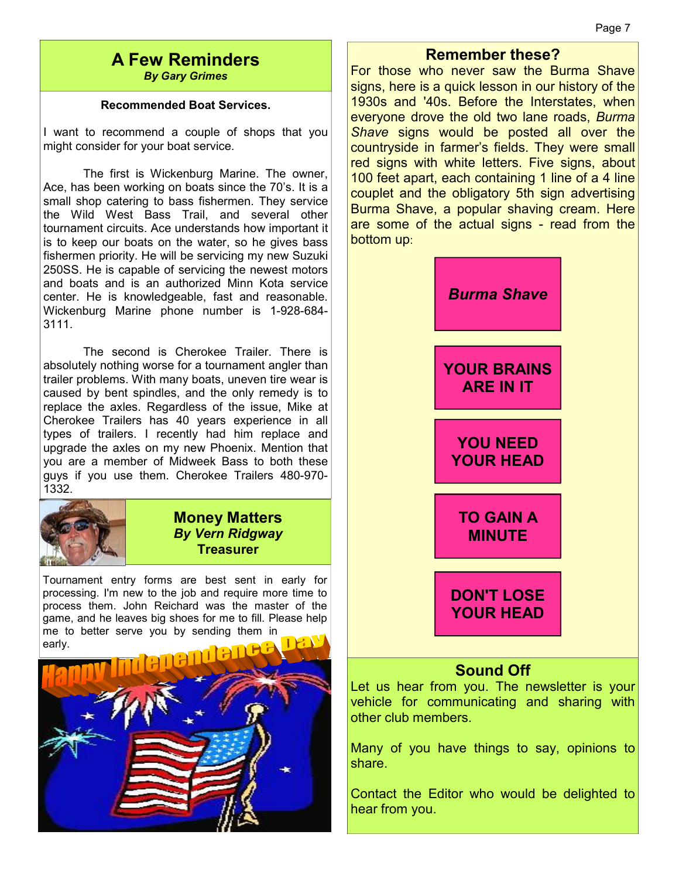## A Few Reminders

***By Gary Grimes***

**Recommended Boat Services.**

I want to recommend a couple of shops that you might consider for your boat service.

The first is Wickenburg Marine. The owner, Ace, has been working on boats since the 70's. It is a small shop catering to bass fishermen. They service the Wild West Bass Trail, and several other tournament circuits. Ace understands how important it is to keep our boats on the water, so he gives bass fishermen priority. He will be servicing my new Suzuki 250SS. He is capable of servicing the newest motors and boats and is an authorized Minn Kota service center. He is knowledgeable, fast and reasonable. Wickenburg Marine phone number is 1-928-684-3111.

The second is Cherokee Trailer. There is absolutely nothing worse for a tournament angler than trailer problems. With many boats, uneven tire wear is caused by bent spindles, and the only remedy is to replace the axles. Regardless of the issue, Mike at Cherokee Trailers has 40 years experience in all types of trailers. I recently had him replace and upgrade the axles on my new Phoenix. Mention that you are a member of Midweek Bass to both these guys if you use them. Cherokee Trailers 480-970-1332.

## Money Matters

***By Vern Ridgway***

**Treasurer**

Tournament entry forms are best sent in early for processing. I'm new to the job and require more time to process them. John Reichard was the master of the game, and he leaves big shoes for me to fill. Please help me to better serve you by sending them in early.

Happy Independence Day

## Remember these?

For those who never saw the Burma Shave signs, here is a quick lesson in our history of the 1930s and '40s. Before the Interstates, when everyone drove the old two lane roads, *Burma Shave* signs would be posted all over the countryside in farmer's fields. They were small red signs with white letters. Five signs, about 100 feet apart, each containing 1 line of a 4 line couplet and the obligatory 5th sign advertising Burma Shave, a popular shaving cream. Here are some of the actual signs - read from the bottom up:

***Burma Shave***

**YOUR BRAINS ARE IN IT**

**YOU NEED YOUR HEAD**

**TO GAIN A MINUTE**

**DON'T LOSE YOUR HEAD**

## Sound Off

Let us hear from you. The newsletter is your vehicle for communicating and sharing with other club members.

Many of you have things to say, opinions to share.

Contact the Editor who would be delighted to hear from you.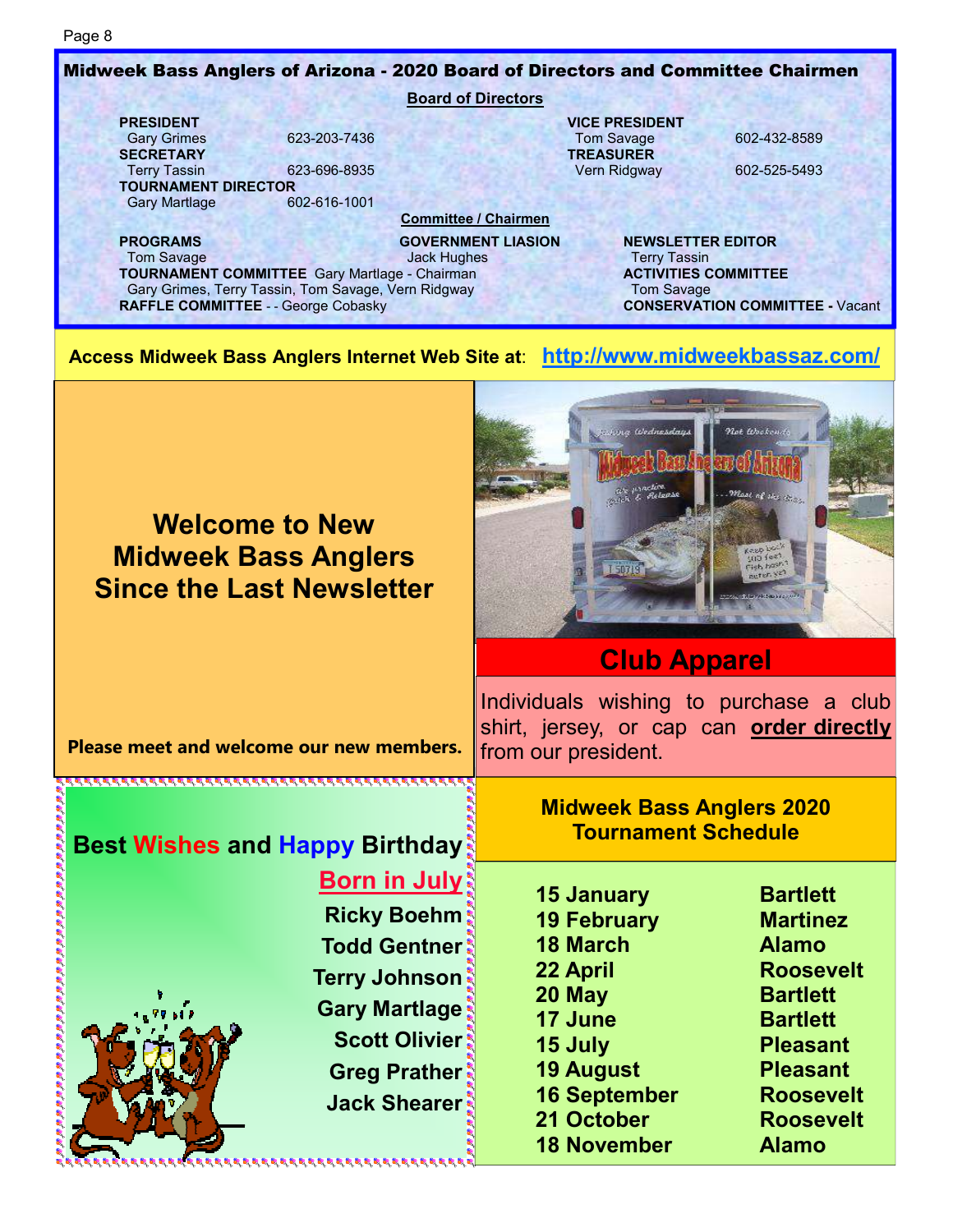## Midweek Bass Anglers of Arizona - 2020 Board of Directors and Committee Chairmen

### Board of Directors

**PRESIDENT**
Gary Grimes 623-203-7436

**VICE PRESIDENT**
Tom Savage 602-432-8589

**SECRETARY**
Terry Tassin 623-696-8935

**TREASURER**
Vern Ridgway 602-525-5493

**TOURNAMENT DIRECTOR**
Gary Martlage 602-616-1001

### Committee / Chairmen

**PROGRAMS**
Tom Savage

**GOVERNMENT LIASION**
Jack Hughes

**NEWSLETTER EDITOR**
Terry Tassin

**TOURNAMENT COMMITTEE** Gary Martlage - Chairman
Gary Grimes, Terry Tassin, Tom Savage, Vern Ridgway

**ACTIVITIES COMMITTEE**
Tom Savage

**RAFFLE COMMITTEE** - - George Cobasky

**CONSERVATION COMMITTEE** - Vacant

**Access Midweek Bass Anglers Internet Web Site at**: **http://www.midweekbassaz.com/**

## Welcome to New Midweek Bass Anglers Since the Last Newsletter

**Please meet and welcome our new members.**

## Club Apparel

Individuals wishing to purchase a club shirt, jersey, or cap can **order directly** from our president.

## Best Wishes and Happy Birthday

**Born in July**

**Ricky Boehm**
**Todd Gentner**
**Terry Johnson**
**Gary Martlage**
**Scott Olivier**
**Greg Prather**
**Jack Shearer**

## Midweek Bass Anglers 2020 Tournament Schedule

| | |
|---|---|
| 15 January | Bartlett |
| 19 February | Martinez |
| 18 March | Alamo |
| 22 April | Roosevelt |
| 20 May | Bartlett |
| 17 June | Bartlett |
| 15 July | Pleasant |
| 19 August | Pleasant |
| 16 September | Roosevelt |
| 21 October | Roosevelt |
| 18 November | Alamo |